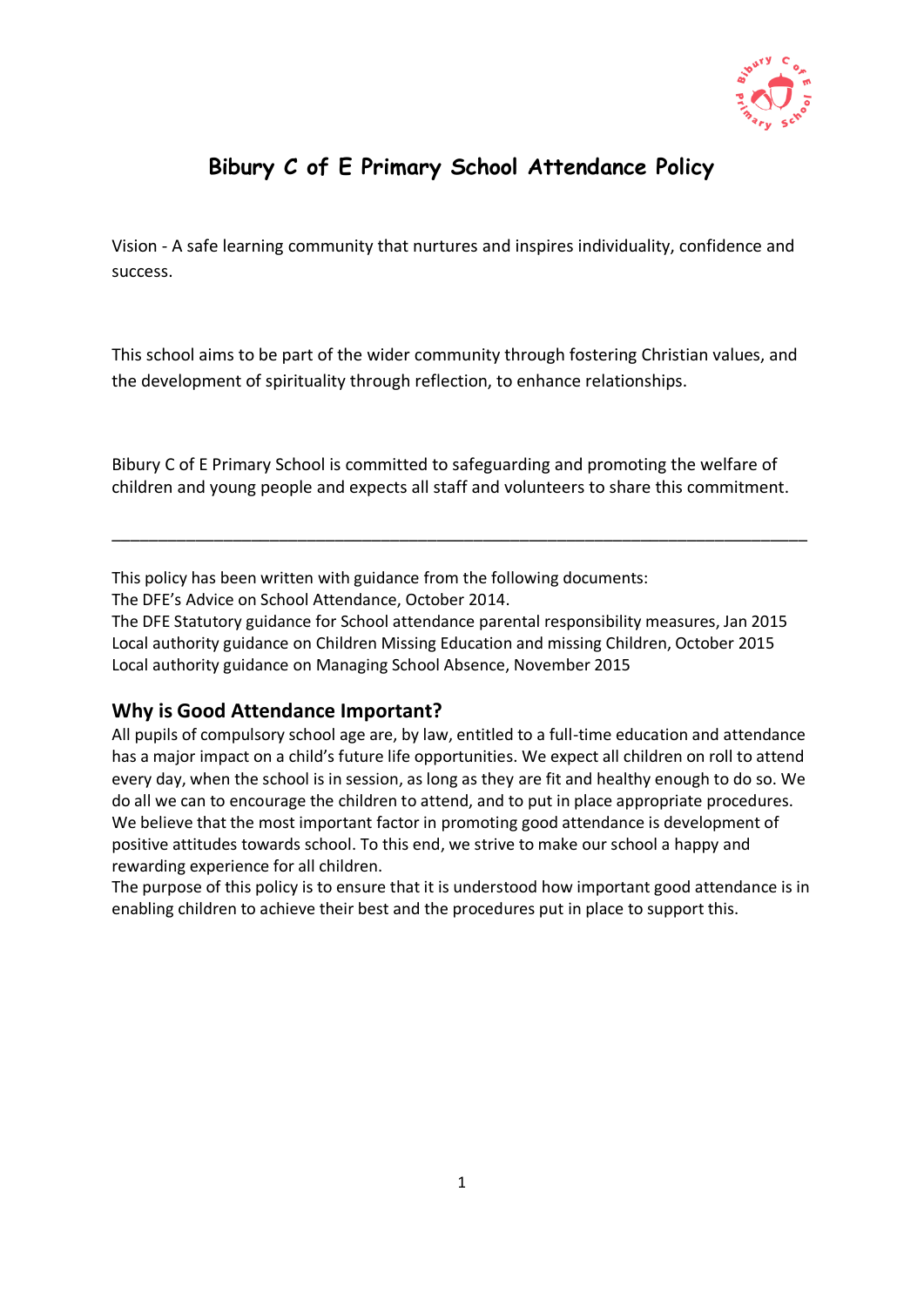# Bibury C of E Primary School Attendance Policy

Vision - A safe learning community that nurtures and inspires individuality, confidence and success.

This school aims to be part of the wider community through fostering Christian values, and the development of spirituality through reflection, to enhance relationships.

Bibury C of E Primary School is committed to safeguarding and promoting the welfare of children and young people and expects all staff and volunteers to share this commitment.

---

This policy has been written with guidance from the following documents:
The DFE's Advice on School Attendance, October 2014.
The DFE Statutory guidance for School attendance parental responsibility measures, Jan 2015
Local authority guidance on Children Missing Education and missing Children, October 2015
Local authority guidance on Managing School Absence, November 2015

## Why is Good Attendance Important?

All pupils of compulsory school age are, by law, entitled to a full-time education and attendance has a major impact on a child's future life opportunities. We expect all children on roll to attend every day, when the school is in session, as long as they are fit and healthy enough to do so. We do all we can to encourage the children to attend, and to put in place appropriate procedures. We believe that the most important factor in promoting good attendance is development of positive attitudes towards school. To this end, we strive to make our school a happy and rewarding experience for all children.

The purpose of this policy is to ensure that it is understood how important good attendance is in enabling children to achieve their best and the procedures put in place to support this.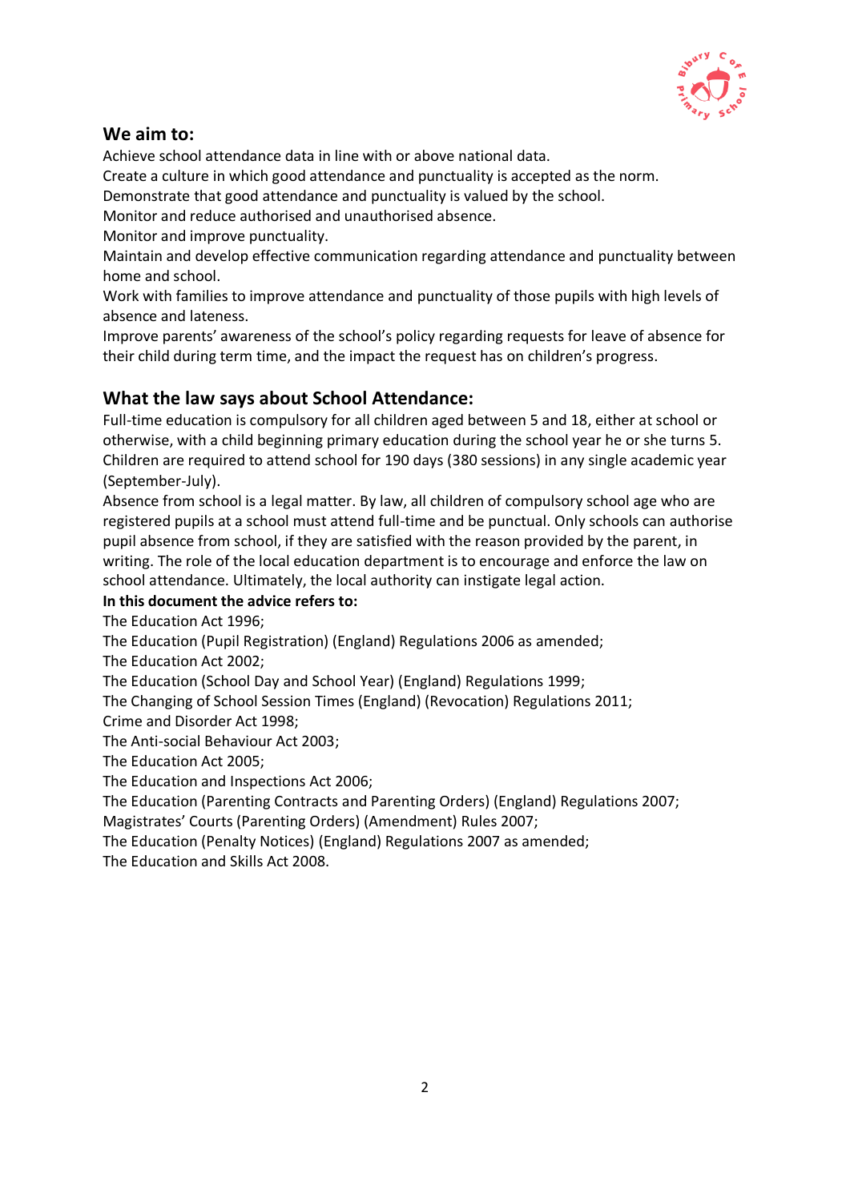## We aim to:

Achieve school attendance data in line with or above national data.
Create a culture in which good attendance and punctuality is accepted as the norm.
Demonstrate that good attendance and punctuality is valued by the school.
Monitor and reduce authorised and unauthorised absence.
Monitor and improve punctuality.
Maintain and develop effective communication regarding attendance and punctuality between home and school.
Work with families to improve attendance and punctuality of those pupils with high levels of absence and lateness.
Improve parents' awareness of the school's policy regarding requests for leave of absence for their child during term time, and the impact the request has on children's progress.

## What the law says about School Attendance:

Full-time education is compulsory for all children aged between 5 and 18, either at school or otherwise, with a child beginning primary education during the school year he or she turns 5. Children are required to attend school for 190 days (380 sessions) in any single academic year (September-July).
Absence from school is a legal matter. By law, all children of compulsory school age who are registered pupils at a school must attend full-time and be punctual. Only schools can authorise pupil absence from school, if they are satisfied with the reason provided by the parent, in writing. The role of the local education department is to encourage and enforce the law on school attendance. Ultimately, the local authority can instigate legal action.

**In this document the advice refers to:**

The Education Act 1996;
The Education (Pupil Registration) (England) Regulations 2006 as amended;
The Education Act 2002;
The Education (School Day and School Year) (England) Regulations 1999;
The Changing of School Session Times (England) (Revocation) Regulations 2011;
Crime and Disorder Act 1998;
The Anti-social Behaviour Act 2003;
The Education Act 2005;
The Education and Inspections Act 2006;
The Education (Parenting Contracts and Parenting Orders) (England) Regulations 2007;
Magistrates' Courts (Parenting Orders) (Amendment) Rules 2007;
The Education (Penalty Notices) (England) Regulations 2007 as amended;
The Education and Skills Act 2008.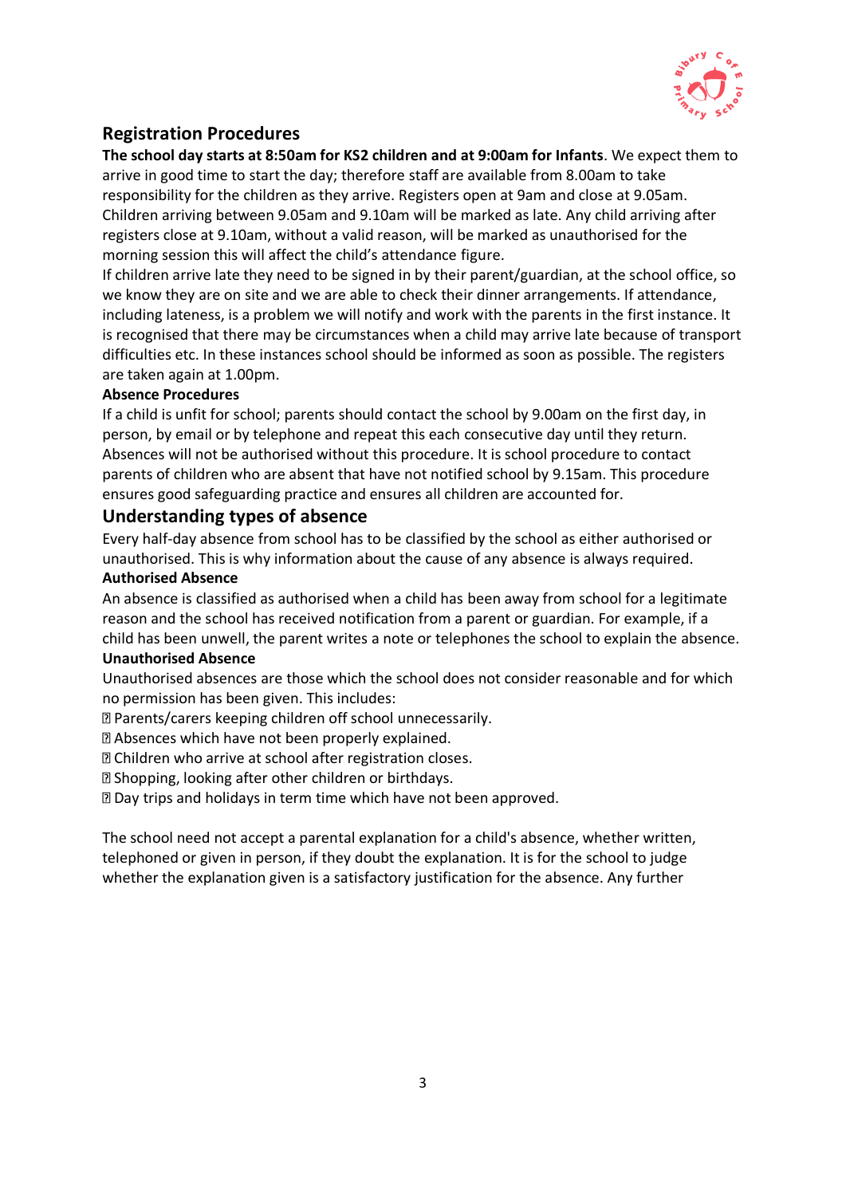## Registration Procedures

**The school day starts at 8:50am for KS2 children and at 9:00am for Infants**. We expect them to arrive in good time to start the day; therefore staff are available from 8.00am to take responsibility for the children as they arrive. Registers open at 9am and close at 9.05am. Children arriving between 9.05am and 9.10am will be marked as late. Any child arriving after registers close at 9.10am, without a valid reason, will be marked as unauthorised for the morning session this will affect the child's attendance figure.

If children arrive late they need to be signed in by their parent/guardian, at the school office, so we know they are on site and we are able to check their dinner arrangements. If attendance, including lateness, is a problem we will notify and work with the parents in the first instance. It is recognised that there may be circumstances when a child may arrive late because of transport difficulties etc. In these instances school should be informed as soon as possible. The registers are taken again at 1.00pm.

**Absence Procedures**

If a child is unfit for school; parents should contact the school by 9.00am on the first day, in person, by email or by telephone and repeat this each consecutive day until they return. Absences will not be authorised without this procedure. It is school procedure to contact parents of children who are absent that have not notified school by 9.15am. This procedure ensures good safeguarding practice and ensures all children are accounted for.

## Understanding types of absence

Every half-day absence from school has to be classified by the school as either authorised or unauthorised. This is why information about the cause of any absence is always required.

**Authorised Absence**

An absence is classified as authorised when a child has been away from school for a legitimate reason and the school has received notification from a parent or guardian. For example, if a child has been unwell, the parent writes a note or telephones the school to explain the absence.

**Unauthorised Absence**

Unauthorised absences are those which the school does not consider reasonable and for which no permission has been given. This includes:

- Parents/carers keeping children off school unnecessarily.
- Absences which have not been properly explained.
- Children who arrive at school after registration closes.
- Shopping, looking after other children or birthdays.
- Day trips and holidays in term time which have not been approved.

The school need not accept a parental explanation for a child's absence, whether written, telephoned or given in person, if they doubt the explanation. It is for the school to judge whether the explanation given is a satisfactory justification for the absence. Any further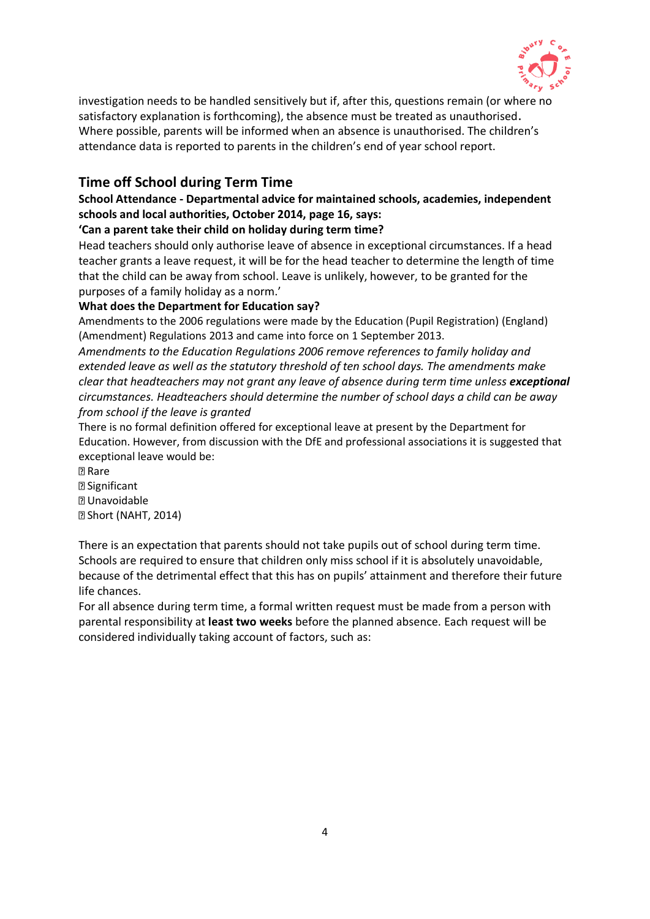investigation needs to be handled sensitively but if, after this, questions remain (or where no satisfactory explanation is forthcoming), the absence must be treated as unauthorised. Where possible, parents will be informed when an absence is unauthorised. The children's attendance data is reported to parents in the children's end of year school report.

## Time off School during Term Time

**School Attendance - Departmental advice for maintained schools, academies, independent schools and local authorities, October 2014, page 16, says:**

**'Can a parent take their child on holiday during term time?**

Head teachers should only authorise leave of absence in exceptional circumstances. If a head teacher grants a leave request, it will be for the head teacher to determine the length of time that the child can be away from school. Leave is unlikely, however, to be granted for the purposes of a family holiday as a norm.'

**What does the Department for Education say?**

Amendments to the 2006 regulations were made by the Education (Pupil Registration) (England) (Amendment) Regulations 2013 and came into force on 1 September 2013.

*Amendments to the Education Regulations 2006 remove references to family holiday and extended leave as well as the statutory threshold of ten school days. The amendments make clear that headteachers may not grant any leave of absence during term time unless* ***exceptional*** *circumstances. Headteachers should determine the number of school days a child can be away from school if the leave is granted*

There is no formal definition offered for exceptional leave at present by the Department for Education. However, from discussion with the DfE and professional associations it is suggested that exceptional leave would be:

- Rare
- Significant
- Unavoidable
- Short (NAHT, 2014)

There is an expectation that parents should not take pupils out of school during term time. Schools are required to ensure that children only miss school if it is absolutely unavoidable, because of the detrimental effect that this has on pupils' attainment and therefore their future life chances.

For all absence during term time, a formal written request must be made from a person with parental responsibility at **least two weeks** before the planned absence. Each request will be considered individually taking account of factors, such as: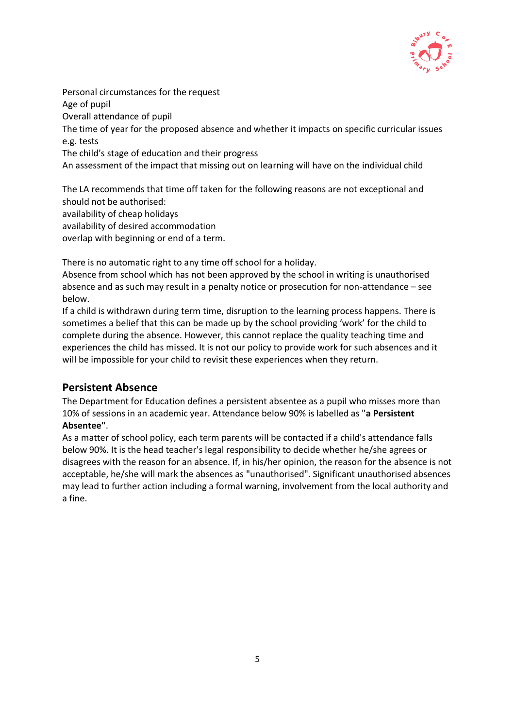Personal circumstances for the request
Age of pupil
Overall attendance of pupil
The time of year for the proposed absence and whether it impacts on specific curricular issues e.g. tests
The child's stage of education and their progress
An assessment of the impact that missing out on learning will have on the individual child

The LA recommends that time off taken for the following reasons are not exceptional and should not be authorised:
availability of cheap holidays
availability of desired accommodation
overlap with beginning or end of a term.

There is no automatic right to any time off school for a holiday.
Absence from school which has not been approved by the school in writing is unauthorised absence and as such may result in a penalty notice or prosecution for non-attendance – see below.
If a child is withdrawn during term time, disruption to the learning process happens. There is sometimes a belief that this can be made up by the school providing 'work' for the child to complete during the absence. However, this cannot replace the quality teaching time and experiences the child has missed. It is not our policy to provide work for such absences and it will be impossible for your child to revisit these experiences when they return.

## Persistent Absence

The Department for Education defines a persistent absentee as a pupil who misses more than 10% of sessions in an academic year. Attendance below 90% is labelled as "**a Persistent Absentee"**.
As a matter of school policy, each term parents will be contacted if a child's attendance falls below 90%. It is the head teacher's legal responsibility to decide whether he/she agrees or disagrees with the reason for an absence. If, in his/her opinion, the reason for the absence is not acceptable, he/she will mark the absences as "unauthorised". Significant unauthorised absences may lead to further action including a formal warning, involvement from the local authority and a fine.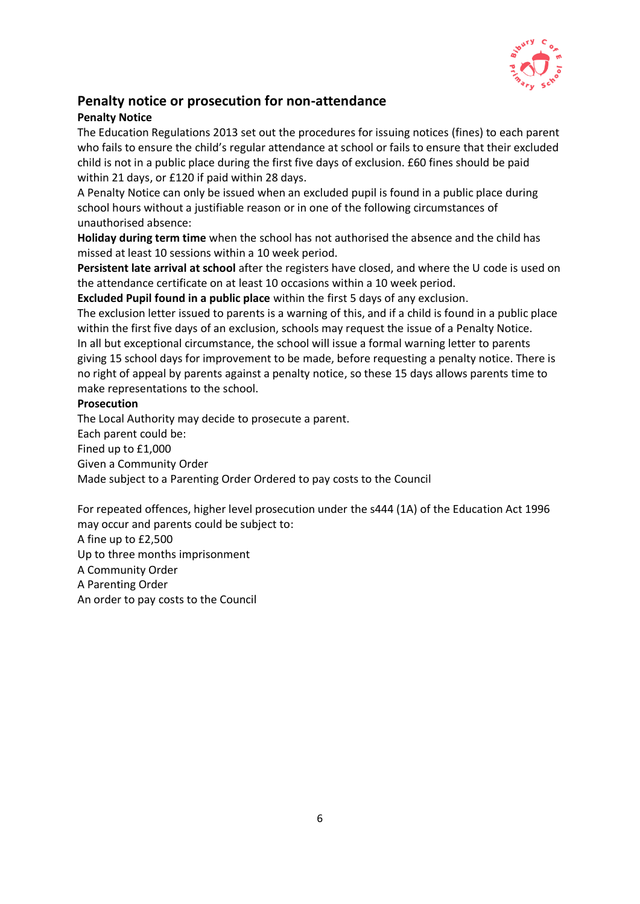## Penalty notice or prosecution for non-attendance

**Penalty Notice**

The Education Regulations 2013 set out the procedures for issuing notices (fines) to each parent who fails to ensure the child's regular attendance at school or fails to ensure that their excluded child is not in a public place during the first five days of exclusion. £60 fines should be paid within 21 days, or £120 if paid within 28 days.

A Penalty Notice can only be issued when an excluded pupil is found in a public place during school hours without a justifiable reason or in one of the following circumstances of unauthorised absence:

**Holiday during term time** when the school has not authorised the absence and the child has missed at least 10 sessions within a 10 week period.

**Persistent late arrival at school** after the registers have closed, and where the U code is used on the attendance certificate on at least 10 occasions within a 10 week period.

**Excluded Pupil found in a public place** within the first 5 days of any exclusion.

The exclusion letter issued to parents is a warning of this, and if a child is found in a public place within the first five days of an exclusion, schools may request the issue of a Penalty Notice.

In all but exceptional circumstance, the school will issue a formal warning letter to parents giving 15 school days for improvement to be made, before requesting a penalty notice. There is no right of appeal by parents against a penalty notice, so these 15 days allows parents time to make representations to the school.

**Prosecution**

The Local Authority may decide to prosecute a parent.

Each parent could be:

Fined up to £1,000

Given a Community Order

Made subject to a Parenting Order Ordered to pay costs to the Council

For repeated offences, higher level prosecution under the s444 (1A) of the Education Act 1996 may occur and parents could be subject to:

A fine up to £2,500

Up to three months imprisonment

A Community Order

A Parenting Order

An order to pay costs to the Council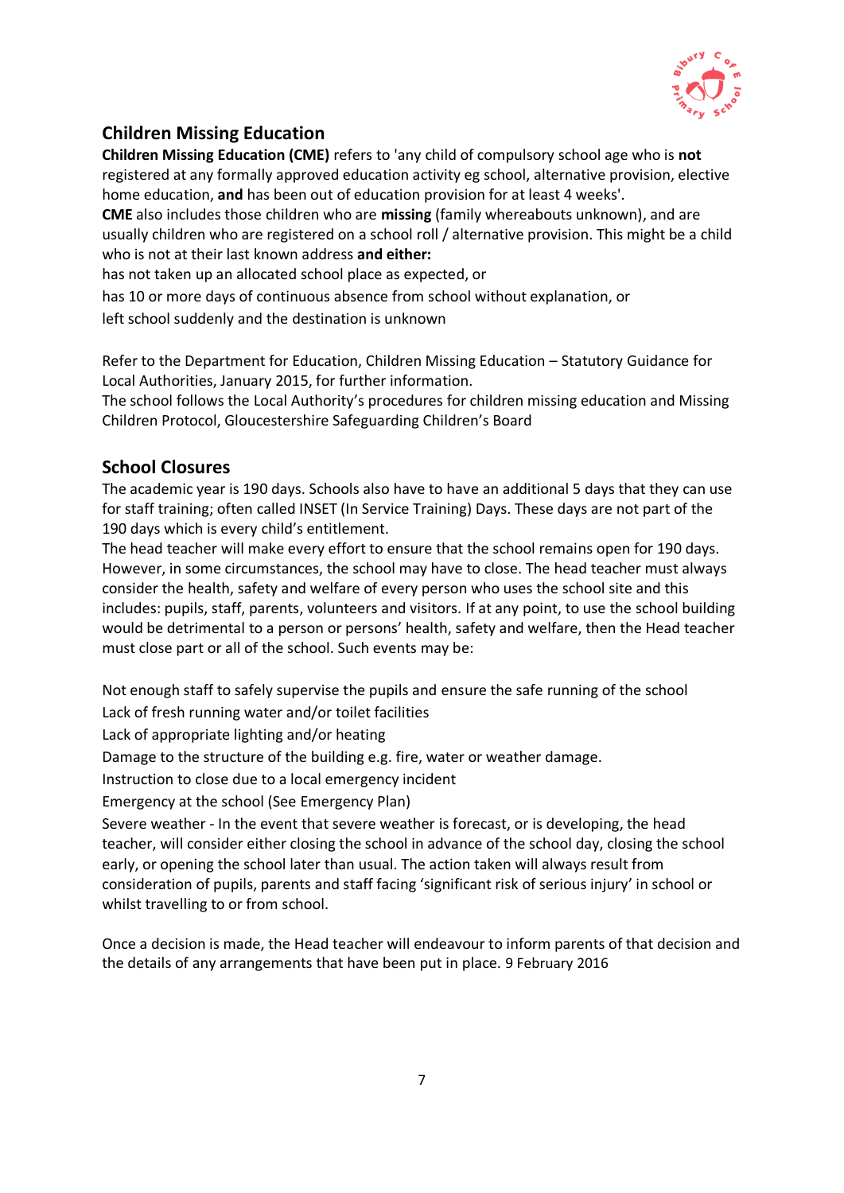## Children Missing Education

**Children Missing Education (CME)** refers to 'any child of compulsory school age who is **not** registered at any formally approved education activity eg school, alternative provision, elective home education, **and** has been out of education provision for at least 4 weeks'.

**CME** also includes those children who are **missing** (family whereabouts unknown), and are usually children who are registered on a school roll / alternative provision. This might be a child who is not at their last known address **and either:**

has not taken up an allocated school place as expected, or

has 10 or more days of continuous absence from school without explanation, or

left school suddenly and the destination is unknown

Refer to the Department for Education, Children Missing Education – Statutory Guidance for Local Authorities, January 2015, for further information.

The school follows the Local Authority's procedures for children missing education and Missing Children Protocol, Gloucestershire Safeguarding Children's Board

## School Closures

The academic year is 190 days. Schools also have to have an additional 5 days that they can use for staff training; often called INSET (In Service Training) Days. These days are not part of the 190 days which is every child's entitlement.

The head teacher will make every effort to ensure that the school remains open for 190 days. However, in some circumstances, the school may have to close. The head teacher must always consider the health, safety and welfare of every person who uses the school site and this includes: pupils, staff, parents, volunteers and visitors. If at any point, to use the school building would be detrimental to a person or persons' health, safety and welfare, then the Head teacher must close part or all of the school. Such events may be:

Not enough staff to safely supervise the pupils and ensure the safe running of the school

Lack of fresh running water and/or toilet facilities

Lack of appropriate lighting and/or heating

Damage to the structure of the building e.g. fire, water or weather damage.

Instruction to close due to a local emergency incident

Emergency at the school (See Emergency Plan)

Severe weather - In the event that severe weather is forecast, or is developing, the head teacher, will consider either closing the school in advance of the school day, closing the school early, or opening the school later than usual. The action taken will always result from consideration of pupils, parents and staff facing 'significant risk of serious injury' in school or whilst travelling to or from school.

Once a decision is made, the Head teacher will endeavour to inform parents of that decision and the details of any arrangements that have been put in place. 9 February 2016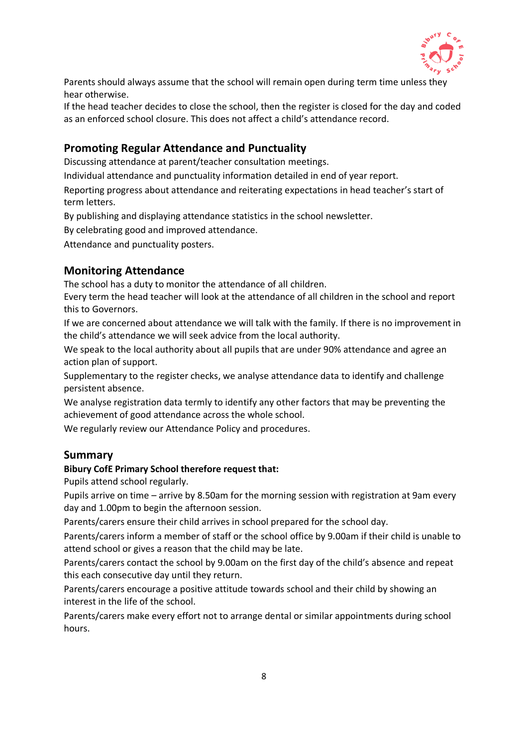Parents should always assume that the school will remain open during term time unless they hear otherwise.

If the head teacher decides to close the school, then the register is closed for the day and coded as an enforced school closure. This does not affect a child's attendance record.

## Promoting Regular Attendance and Punctuality

Discussing attendance at parent/teacher consultation meetings.

Individual attendance and punctuality information detailed in end of year report.

Reporting progress about attendance and reiterating expectations in head teacher's start of term letters.

By publishing and displaying attendance statistics in the school newsletter.

By celebrating good and improved attendance.

Attendance and punctuality posters.

## Monitoring Attendance

The school has a duty to monitor the attendance of all children.

Every term the head teacher will look at the attendance of all children in the school and report this to Governors.

If we are concerned about attendance we will talk with the family. If there is no improvement in the child's attendance we will seek advice from the local authority.

We speak to the local authority about all pupils that are under 90% attendance and agree an action plan of support.

Supplementary to the register checks, we analyse attendance data to identify and challenge persistent absence.

We analyse registration data termly to identify any other factors that may be preventing the achievement of good attendance across the whole school.

We regularly review our Attendance Policy and procedures.

## Summary

**Bibury CofE Primary School therefore request that:**

Pupils attend school regularly.

Pupils arrive on time – arrive by 8.50am for the morning session with registration at 9am every day and 1.00pm to begin the afternoon session.

Parents/carers ensure their child arrives in school prepared for the school day.

Parents/carers inform a member of staff or the school office by 9.00am if their child is unable to attend school or gives a reason that the child may be late.

Parents/carers contact the school by 9.00am on the first day of the child's absence and repeat this each consecutive day until they return.

Parents/carers encourage a positive attitude towards school and their child by showing an interest in the life of the school.

Parents/carers make every effort not to arrange dental or similar appointments during school hours.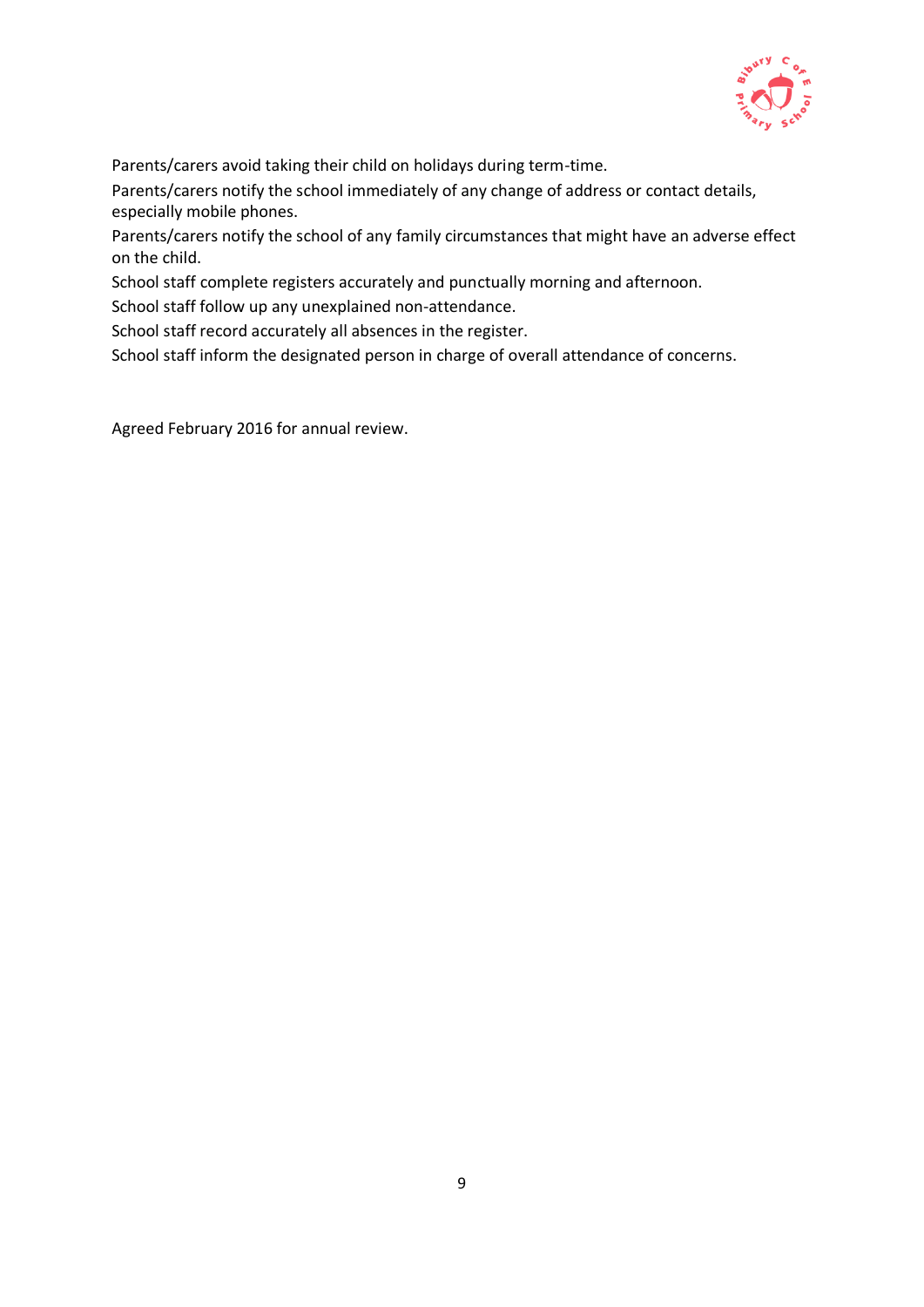Parents/carers avoid taking their child on holidays during term-time.

Parents/carers notify the school immediately of any change of address or contact details, especially mobile phones.

Parents/carers notify the school of any family circumstances that might have an adverse effect on the child.

School staff complete registers accurately and punctually morning and afternoon.

School staff follow up any unexplained non-attendance.

School staff record accurately all absences in the register.

School staff inform the designated person in charge of overall attendance of concerns.

Agreed February 2016 for annual review.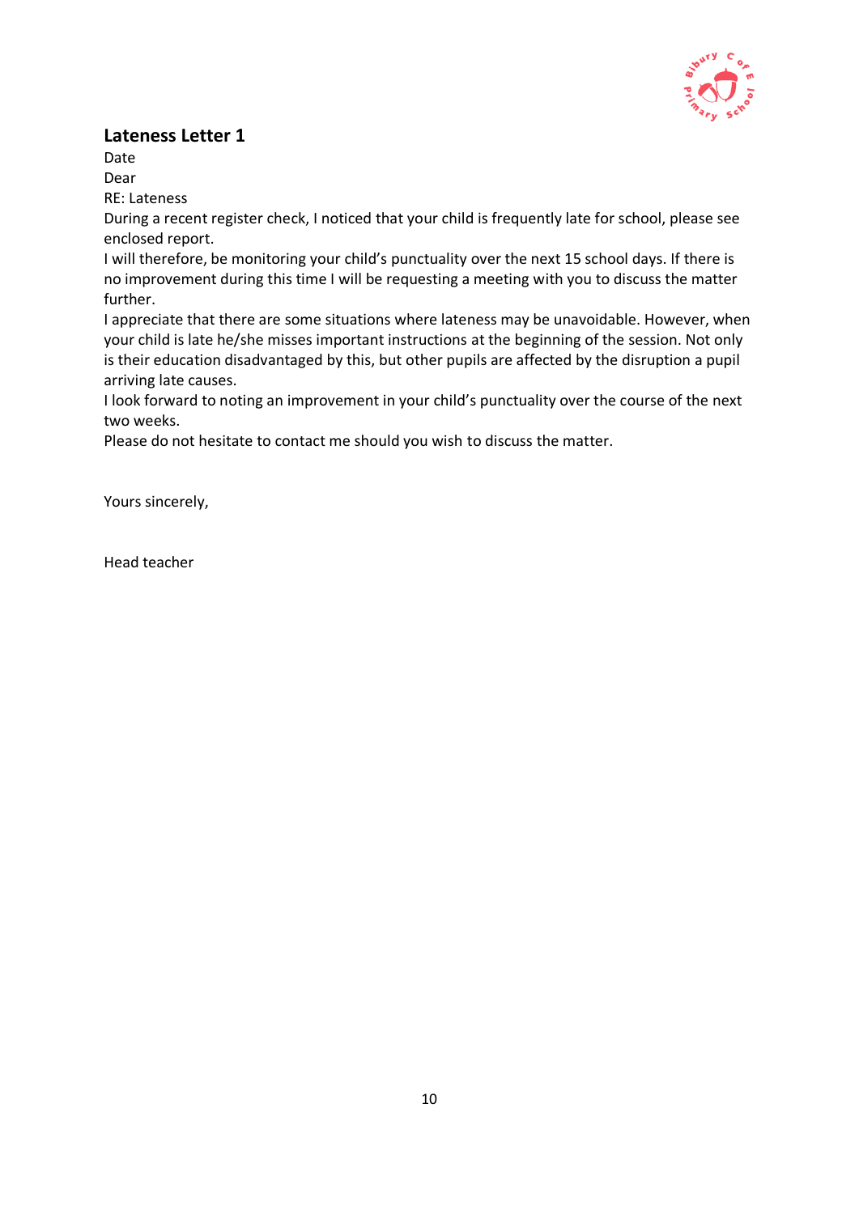## Lateness Letter 1

Date

Dear

RE: Lateness

During a recent register check, I noticed that your child is frequently late for school, please see enclosed report.

I will therefore, be monitoring your child's punctuality over the next 15 school days. If there is no improvement during this time I will be requesting a meeting with you to discuss the matter further.

I appreciate that there are some situations where lateness may be unavoidable. However, when your child is late he/she misses important instructions at the beginning of the session. Not only is their education disadvantaged by this, but other pupils are affected by the disruption a pupil arriving late causes.

I look forward to noting an improvement in your child's punctuality over the course of the next two weeks.

Please do not hesitate to contact me should you wish to discuss the matter.

Yours sincerely,

Head teacher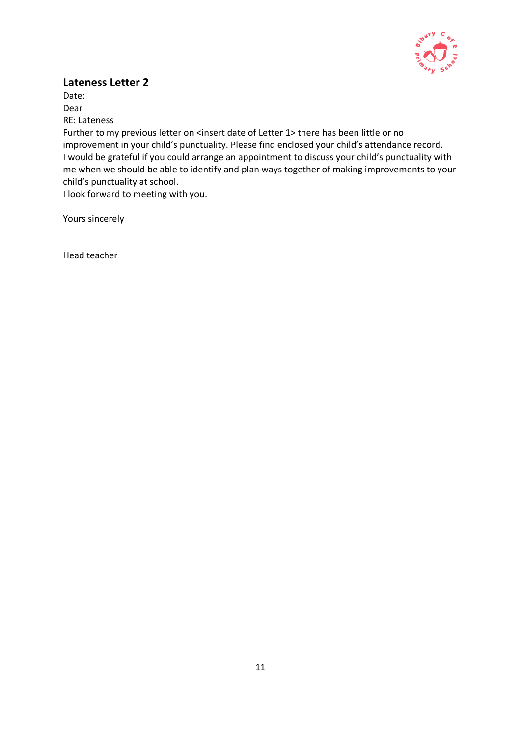## Lateness Letter 2

Date:

Dear

RE: Lateness

Further to my previous letter on <insert date of Letter 1> there has been little or no improvement in your child's punctuality. Please find enclosed your child's attendance record. I would be grateful if you could arrange an appointment to discuss your child's punctuality with me when we should be able to identify and plan ways together of making improvements to your child's punctuality at school.

I look forward to meeting with you.

Yours sincerely

Head teacher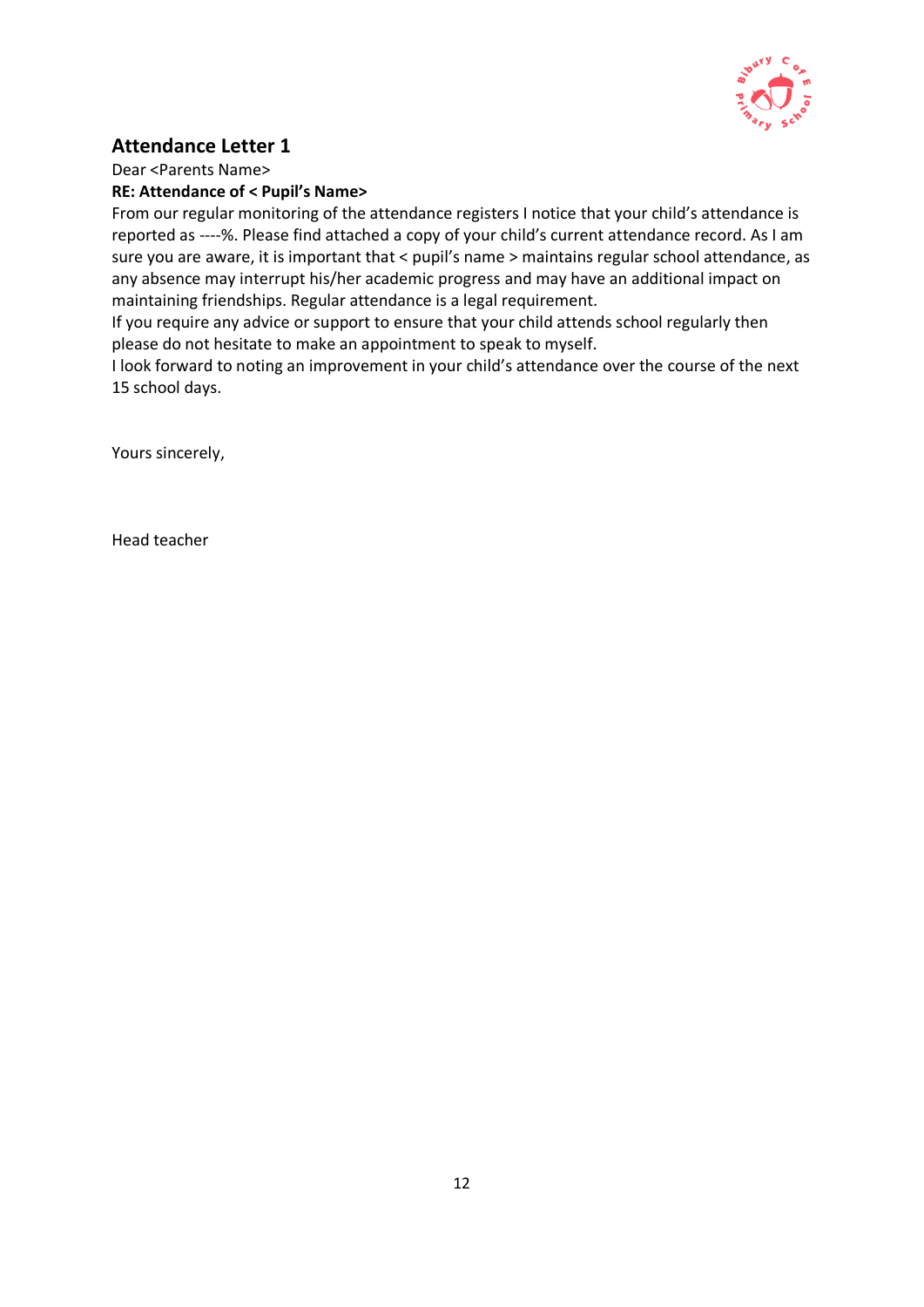## Attendance Letter 1

Dear <Parents Name>

**RE: Attendance of < Pupil's Name>**

From our regular monitoring of the attendance registers I notice that your child's attendance is reported as ----%. Please find attached a copy of your child's current attendance record. As I am sure you are aware, it is important that < pupil's name > maintains regular school attendance, as any absence may interrupt his/her academic progress and may have an additional impact on maintaining friendships. Regular attendance is a legal requirement.

If you require any advice or support to ensure that your child attends school regularly then please do not hesitate to make an appointment to speak to myself.

I look forward to noting an improvement in your child's attendance over the course of the next 15 school days.

Yours sincerely,

Head teacher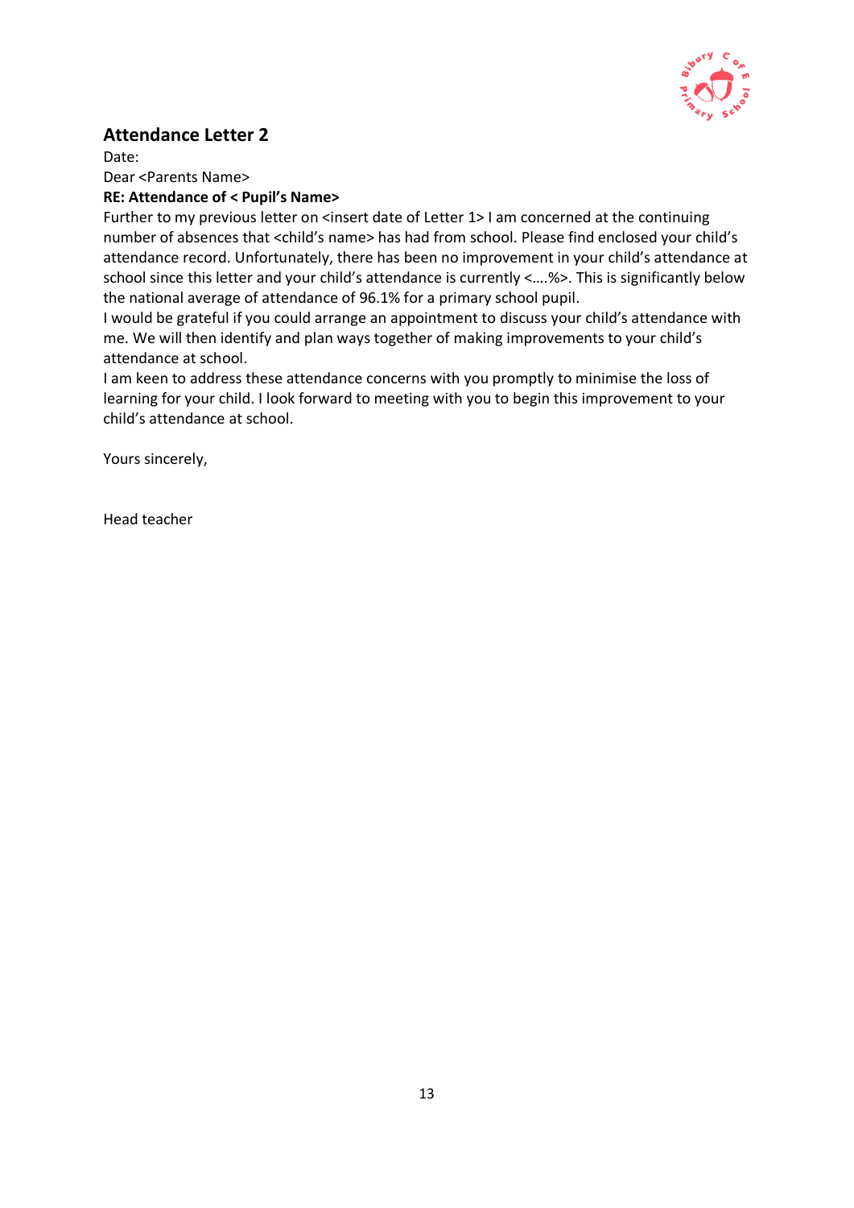## Attendance Letter 2

Date:

Dear <Parents Name>

**RE: Attendance of < Pupil's Name>**

Further to my previous letter on <insert date of Letter 1> I am concerned at the continuing number of absences that <child's name> has had from school. Please find enclosed your child's attendance record. Unfortunately, there has been no improvement in your child's attendance at school since this letter and your child's attendance is currently <….%>. This is significantly below the national average of attendance of 96.1% for a primary school pupil.

I would be grateful if you could arrange an appointment to discuss your child's attendance with me. We will then identify and plan ways together of making improvements to your child's attendance at school.

I am keen to address these attendance concerns with you promptly to minimise the loss of learning for your child. I look forward to meeting with you to begin this improvement to your child's attendance at school.

Yours sincerely,

Head teacher